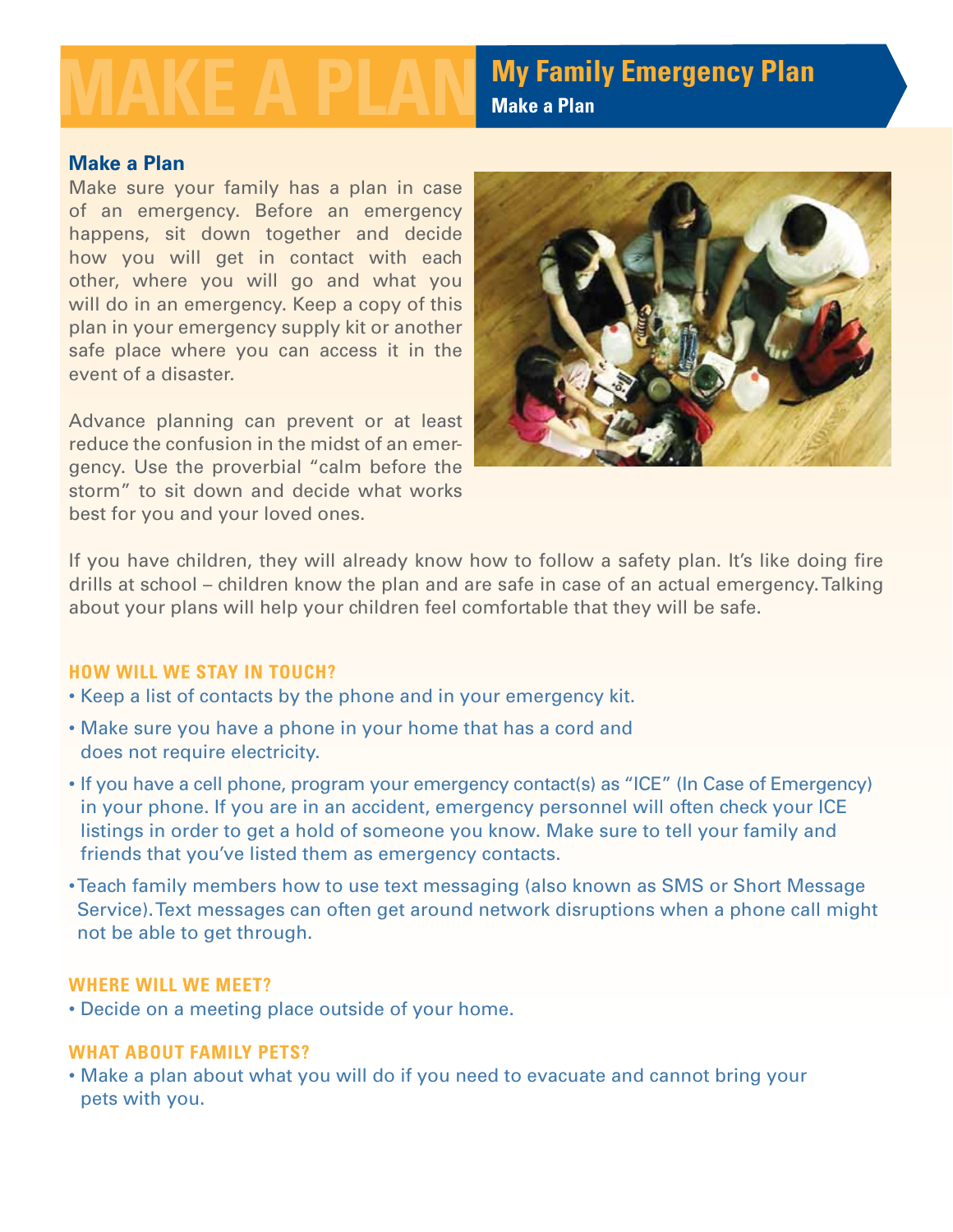# MAKE A PLAN

## My Family Emergency Plan

**Make a Plan**

### Make a Plan

Make sure your family has a plan in case of an emergency. Before an emergency happens, sit down together and decide how you will get in contact with each other, where you will go and what you will do in an emergency. Keep a copy of this plan in your emergency supply kit or another safe place where you can access it in the event of a disaster.

Advance planning can prevent or at least reduce the confusion in the midst of an emergency. Use the proverbial "calm before the storm" to sit down and decide what works best for you and your loved ones.

If you have children, they will already know how to follow a safety plan. It's like doing fire drills at school – children know the plan and are safe in case of an actual emergency. Talking about your plans will help your children feel comfortable that they will be safe.

#### HOW WILL WE STAY IN TOUCH?

- Keep a list of contacts by the phone and in your emergency kit.
- Make sure you have a phone in your home that has a cord and does not require electricity.
- If you have a cell phone, program your emergency contact(s) as "ICE" (In Case of Emergency) in your phone. If you are in an accident, emergency personnel will often check your ICE listings in order to get a hold of someone you know. Make sure to tell your family and friends that you've listed them as emergency contacts.
- Teach family members how to use text messaging (also known as SMS or Short Message Service). Text messages can often get around network disruptions when a phone call might not be able to get through.

#### WHERE WILL WE MEET?

- Decide on a meeting place outside of your home.

#### WHAT ABOUT FAMILY PETS?

- Make a plan about what you will do if you need to evacuate and cannot bring your pets with you.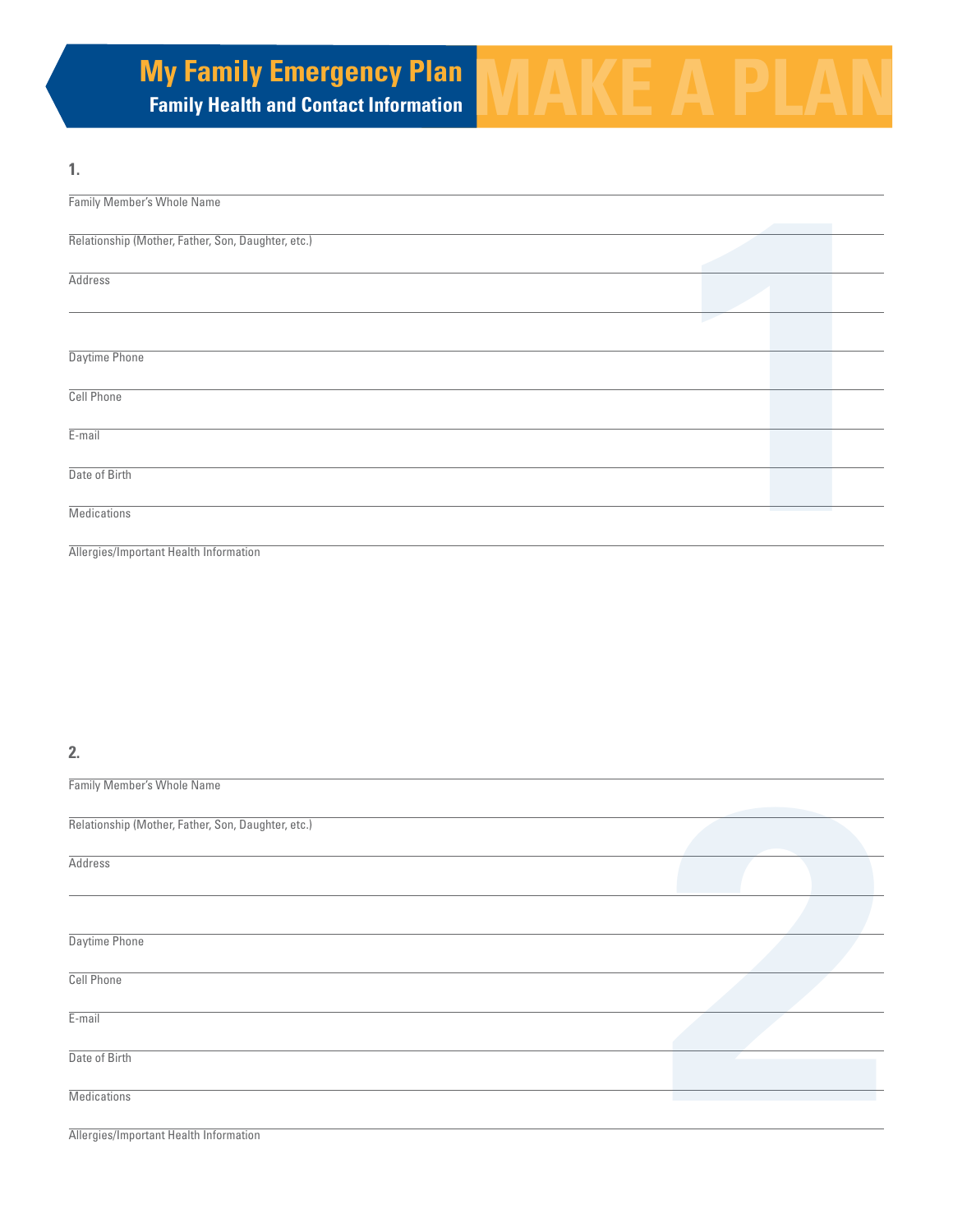# My Family Emergency Plan

## Family Health and Contact Information

MAKE A PLAN

**1.**

Family Member's Whole Name

Relationship (Mother, Father, Son, Daughter, etc.)

Address

Daytime Phone

Cell Phone

E-mail

Date of Birth

Medications

Allergies/Important Health Information

**2.**

Family Member's Whole Name

Relationship (Mother, Father, Son, Daughter, etc.)

Address

Daytime Phone

Cell Phone

E-mail

Date of Birth

Medications

Allergies/Important Health Information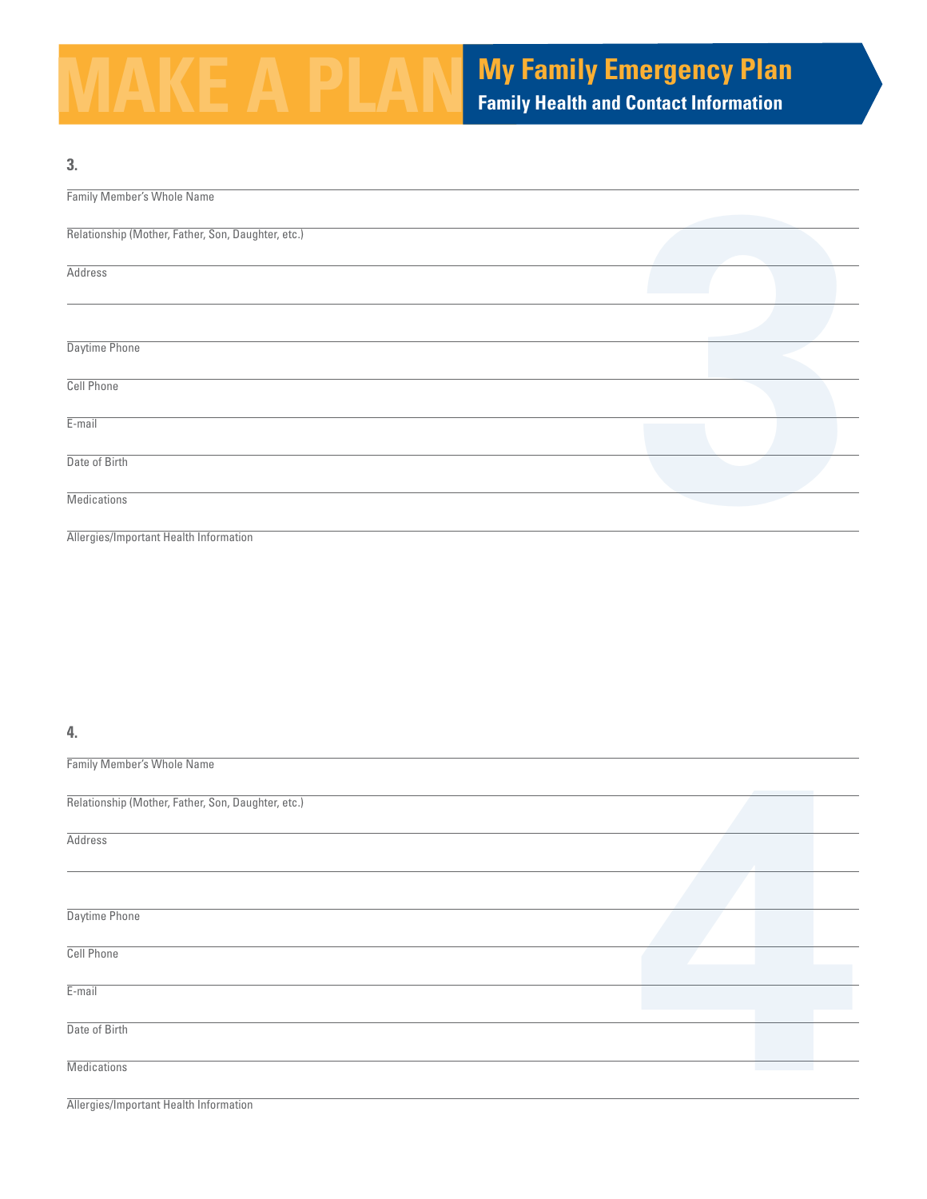# MAKE A PLAN

## My Family Emergency Plan

### Family Health and Contact Information

**3.**

Family Member's Whole Name

Relationship (Mother, Father, Son, Daughter, etc.)

Address

Daytime Phone

Cell Phone

E-mail

Date of Birth

Medications

Allergies/Important Health Information

**4.**

Family Member's Whole Name

Relationship (Mother, Father, Son, Daughter, etc.)

Address

Daytime Phone

Cell Phone

E-mail

Date of Birth

Medications

Allergies/Important Health Information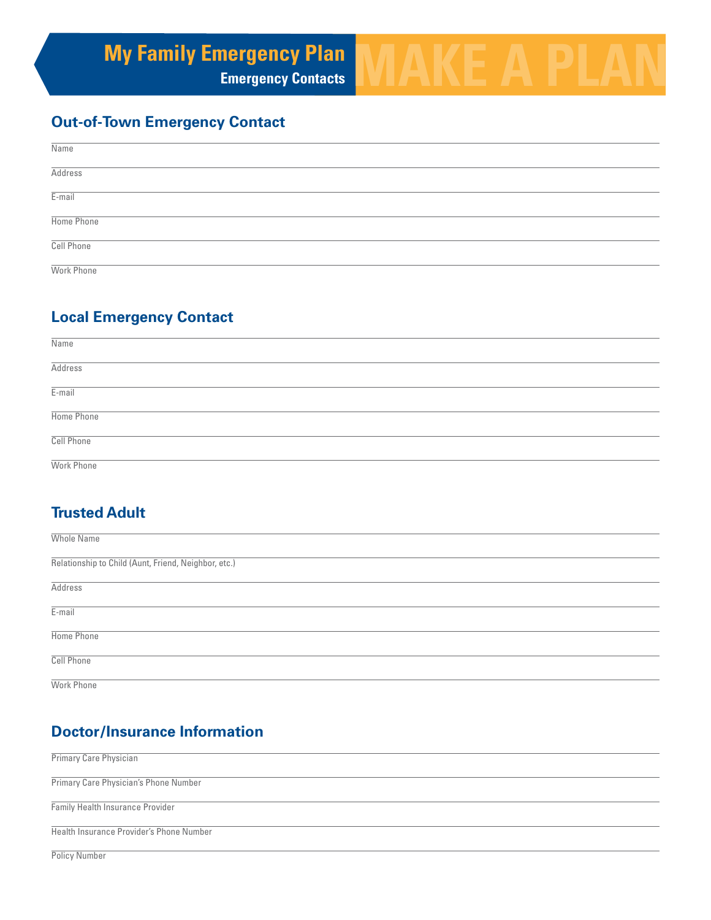# My Family Emergency Plan

## Emergency Contacts

MAKE A PLAN

### Out-of-Town Emergency Contact

Name

Address

E-mail

Home Phone

Cell Phone

Work Phone

### Local Emergency Contact

Name

Address

E-mail

Home Phone

Cell Phone

Work Phone

### Trusted Adult

Whole Name

Relationship to Child (Aunt, Friend, Neighbor, etc.)

Address

E-mail

Home Phone

Cell Phone

Work Phone

### Doctor/Insurance Information

Primary Care Physician

Primary Care Physician's Phone Number

Family Health Insurance Provider

Health Insurance Provider's Phone Number

Policy Number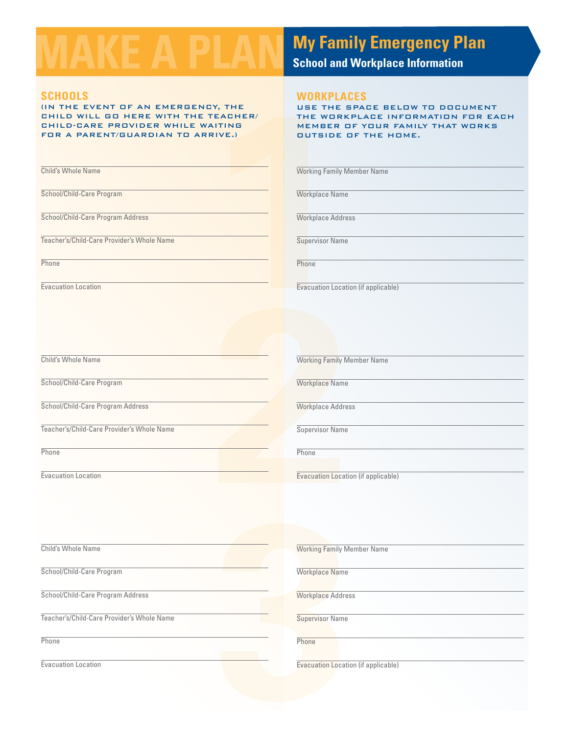# MAKE A PLAN

## My Family Emergency Plan

### School and Workplace Information

## SCHOOLS

(IN THE EVENT OF AN EMERGENCY, THE CHILD WILL GO HERE WITH THE TEACHER/CHILD-CARE PROVIDER WHILE WAITING FOR A PARENT/GUARDIAN TO ARRIVE.)

**1**

Child's Whole Name

School/Child-Care Program

School/Child-Care Program Address

Teacher's/Child-Care Provider's Whole Name

Phone

Evacuation Location

**2**

Child's Whole Name

School/Child-Care Program

School/Child-Care Program Address

Teacher's/Child-Care Provider's Whole Name

Phone

Evacuation Location

**3**

Child's Whole Name

School/Child-Care Program

School/Child-Care Program Address

Teacher's/Child-Care Provider's Whole Name

Phone

Evacuation Location

## WORKPLACES

USE THE SPACE BELOW TO DOCUMENT THE WORKPLACE INFORMATION FOR EACH MEMBER OF YOUR FAMILY THAT WORKS OUTSIDE OF THE HOME.

**1**

Working Family Member Name

Workplace Name

Workplace Address

Supervisor Name

Phone

Evacuation Location (if applicable)

**2**

Working Family Member Name

Workplace Name

Workplace Address

Supervisor Name

Phone

Evacuation Location (if applicable)

**3**

Working Family Member Name

Workplace Name

Workplace Address

Supervisor Name

Phone

Evacuation Location (if applicable)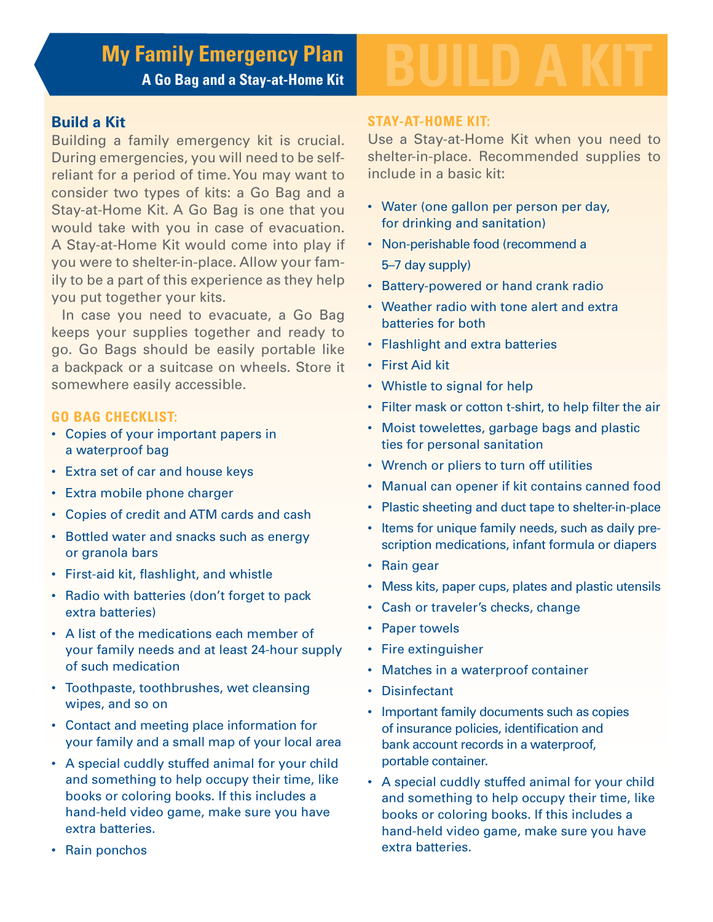# My Family Emergency Plan

## A Go Bag and a Stay-at-Home Kit

# BUILD A KIT

### Build a Kit

Building a family emergency kit is crucial. During emergencies, you will need to be self-reliant for a period of time. You may want to consider two types of kits: a Go Bag and a Stay-at-Home Kit. A Go Bag is one that you would take with you in case of evacuation. A Stay-at-Home Kit would come into play if you were to shelter-in-place. Allow your family to be a part of this experience as they help you put together your kits.

In case you need to evacuate, a Go Bag keeps your supplies together and ready to go. Go Bags should be easily portable like a backpack or a suitcase on wheels. Store it somewhere easily accessible.

### GO BAG CHECKLIST:

- Copies of your important papers in a waterproof bag
- Extra set of car and house keys
- Extra mobile phone charger
- Copies of credit and ATM cards and cash
- Bottled water and snacks such as energy or granola bars
- First-aid kit, flashlight, and whistle
- Radio with batteries (don't forget to pack extra batteries)
- A list of the medications each member of your family needs and at least 24-hour supply of such medication
- Toothpaste, toothbrushes, wet cleansing wipes, and so on
- Contact and meeting place information for your family and a small map of your local area
- A special cuddly stuffed animal for your child and something to help occupy their time, like books or coloring books. If this includes a hand-held video game, make sure you have extra batteries.
- Rain ponchos

### STAY-AT-HOME KIT:

Use a Stay-at-Home Kit when you need to shelter-in-place. Recommended supplies to include in a basic kit:

- Water (one gallon per person per day, for drinking and sanitation)
- Non-perishable food (recommend a 5–7 day supply)
- Battery-powered or hand crank radio
- Weather radio with tone alert and extra batteries for both
- Flashlight and extra batteries
- First Aid kit
- Whistle to signal for help
- Filter mask or cotton t-shirt, to help filter the air
- Moist towelettes, garbage bags and plastic ties for personal sanitation
- Wrench or pliers to turn off utilities
- Manual can opener if kit contains canned food
- Plastic sheeting and duct tape to shelter-in-place
- Items for unique family needs, such as daily prescription medications, infant formula or diapers
- Rain gear
- Mess kits, paper cups, plates and plastic utensils
- Cash or traveler's checks, change
- Paper towels
- Fire extinguisher
- Matches in a waterproof container
- Disinfectant
- Important family documents such as copies of insurance policies, identification and bank account records in a waterproof, portable container.
- A special cuddly stuffed animal for your child and something to help occupy their time, like books or coloring books. If this includes a hand-held video game, make sure you have extra batteries.